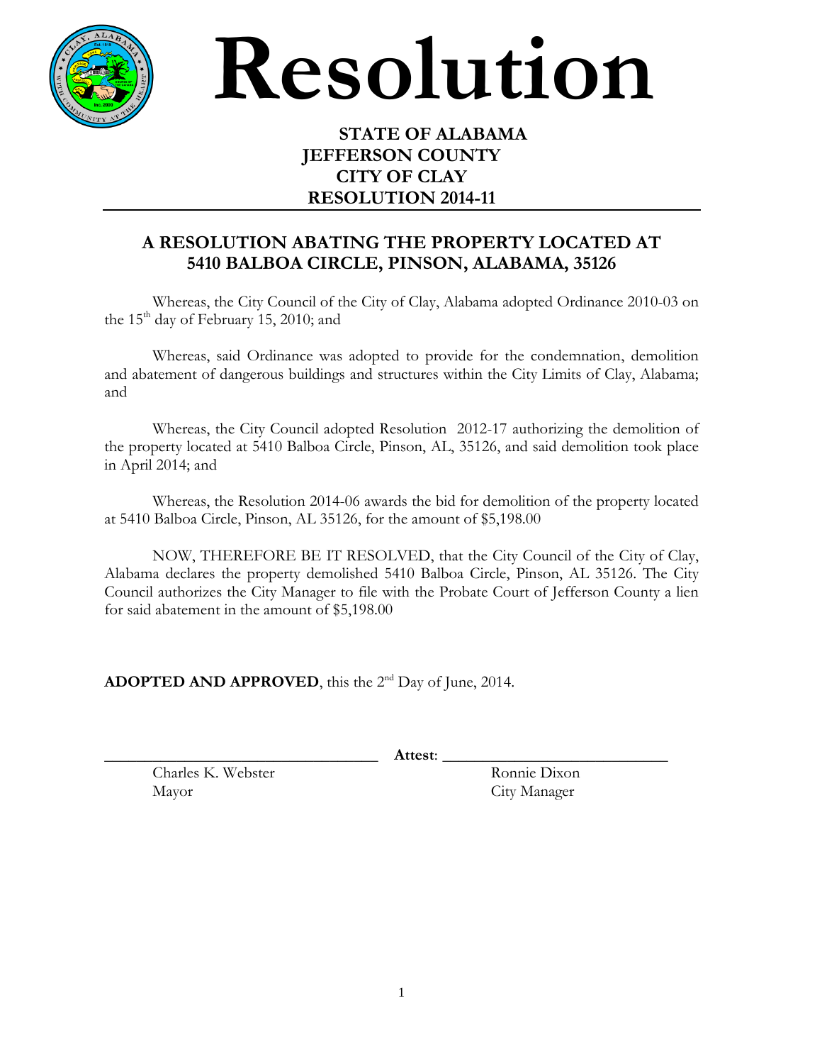# Resolution

**STATE OF ALABAMA**
**JEFFERSON COUNTY**
**CITY OF CLAY**
**RESOLUTION 2014-11**

---

## A RESOLUTION ABATING THE PROPERTY LOCATED AT 5410 BALBOA CIRCLE, PINSON, ALABAMA, 35126

Whereas, the City Council of the City of Clay, Alabama adopted Ordinance 2010-03 on the 15th day of February 15, 2010; and

Whereas, said Ordinance was adopted to provide for the condemnation, demolition and abatement of dangerous buildings and structures within the City Limits of Clay, Alabama; and

Whereas, the City Council adopted Resolution 2012-17 authorizing the demolition of the property located at 5410 Balboa Circle, Pinson, AL, 35126, and said demolition took place in April 2014; and

Whereas, the Resolution 2014-06 awards the bid for demolition of the property located at 5410 Balboa Circle, Pinson, AL 35126, for the amount of $5,198.00

NOW, THEREFORE BE IT RESOLVED, that the City Council of the City of Clay, Alabama declares the property demolished 5410 Balboa Circle, Pinson, AL 35126. The City Council authorizes the City Manager to file with the Probate Court of Jefferson County a lien for said abatement in the amount of $5,198.00

**ADOPTED AND APPROVED**, this the 2nd Day of June, 2014.

\_\_\_\_\_\_\_\_\_\_\_\_\_\_\_\_\_\_\_\_\_\_\_\_\_\_\_\_\_\_\_\_\_\_ **Attest**: \_\_\_\_\_\_\_\_\_\_\_\_\_\_\_\_\_\_\_\_\_\_\_\_\_\_\_\_

Charles K. Webster
Mayor

Ronnie Dixon
City Manager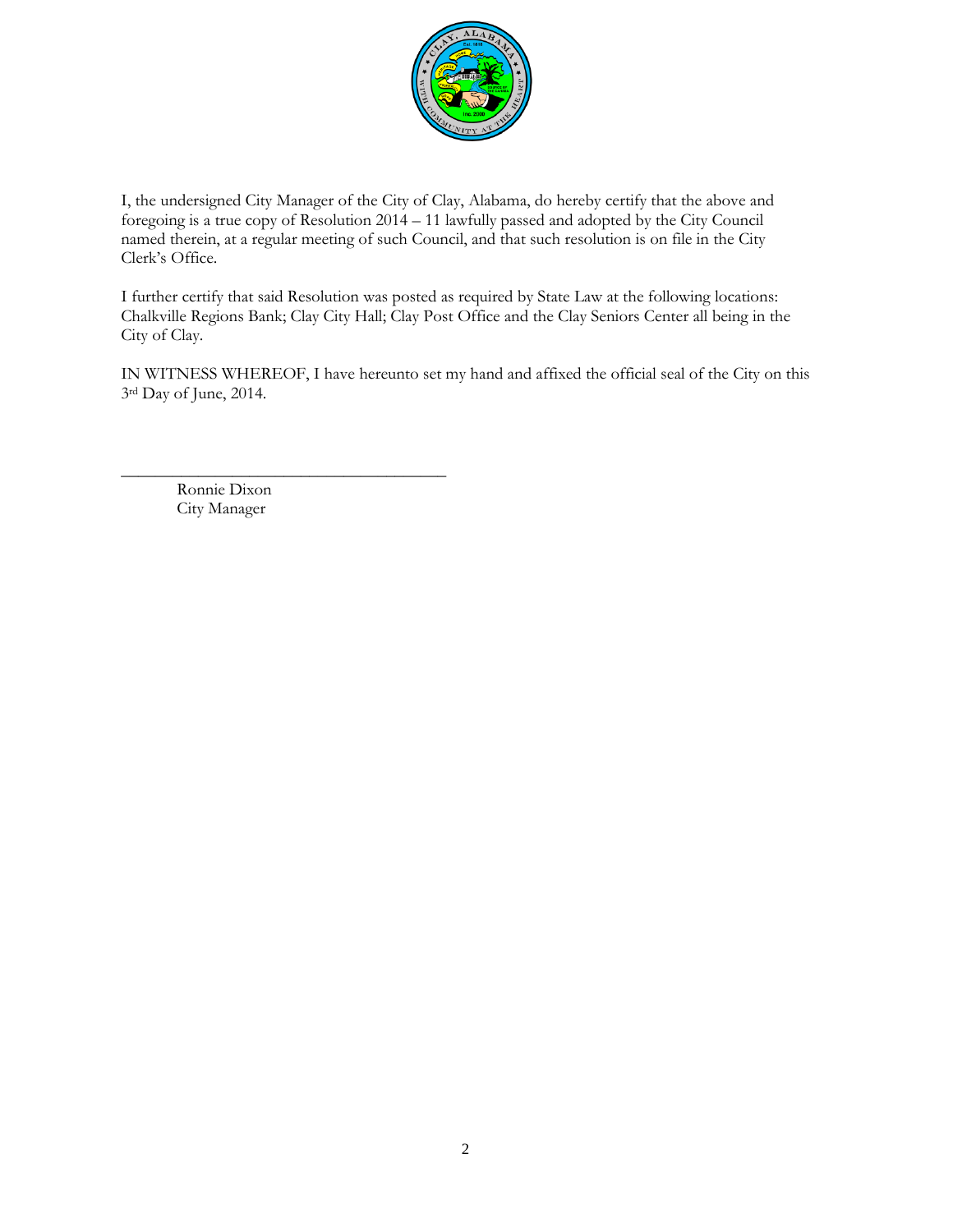I, the undersigned City Manager of the City of Clay, Alabama, do hereby certify that the above and foregoing is a true copy of Resolution 2014 – 11 lawfully passed and adopted by the City Council named therein, at a regular meeting of such Council, and that such resolution is on file in the City Clerk's Office.

I further certify that said Resolution was posted as required by State Law at the following locations: Chalkville Regions Bank; Clay City Hall; Clay Post Office and the Clay Seniors Center all being in the City of Clay.

IN WITNESS WHEREOF, I have hereunto set my hand and affixed the official seal of the City on this 3rd Day of June, 2014.

\_\_\_\_\_\_\_\_\_\_\_\_\_\_\_\_\_\_\_\_\_\_\_\_\_\_\_\_\_\_\_\_\_\_\_\_\_\_\_\_

Ronnie Dixon
City Manager